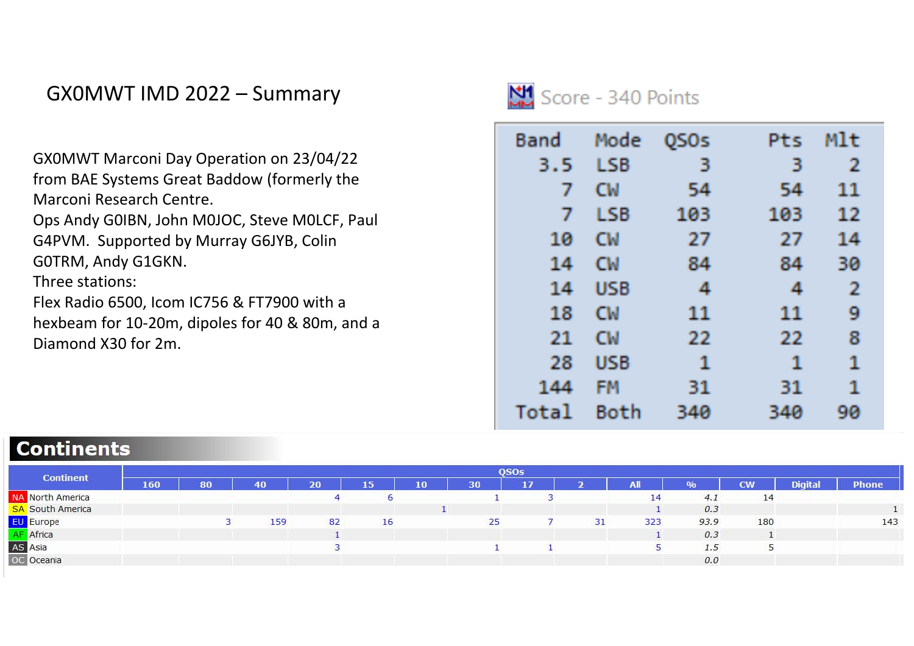# GX0MWT IMD 2022 – Summary

GX0MWT Marconi Day Operation on 23/04/22 from BAE Systems Great Baddow (formerly the Marconi Research Centre.
Ops Andy G0IBN, John M0JOC, Steve M0LCF, Paul G4PVM. Supported by Murray G6JYB, Colin G0TRM, Andy G1GKN.
Three stations:
Flex Radio 6500, Icom IC756 & FT7900 with a hexbeam for 10-20m, dipoles for 40 & 80m, and a Diamond X30 for 2m.

## Score - 340 Points

| Band | Mode | QSOs | Pts | Mlt |
|---|---|---|---|---|
| 3.5 | LSB | 3 | 3 | 2 |
| 7 | CW | 54 | 54 | 11 |
| 7 | LSB | 103 | 103 | 12 |
| 10 | CW | 27 | 27 | 14 |
| 14 | CW | 84 | 84 | 30 |
| 14 | USB | 4 | 4 | 2 |
| 18 | CW | 11 | 11 | 9 |
| 21 | CW | 22 | 22 | 8 |
| 28 | USB | 1 | 1 | 1 |
| 144 | FM | 31 | 31 | 1 |
| Total | Both | 340 | 340 | 90 |

## Continents

| Continent | QSOs | | | | | | | | | | | | | |
|---|---|---|---|---|---|---|---|---|---|---|---|---|---|---|
| | 160 | 80 | 40 | 20 | 15 | 10 | 30 | 17 | 2 | All | % | CW | Digital | Phone |
| NA North America | | | | 4 | 6 | | 1 | 3 | | 14 | 4.1 | 14 | | |
| SA South America | | | | | | 1 | | | | 1 | 0.3 | | | 1 |
| EU Europe | | 3 | 159 | 82 | 16 | | 25 | 7 | 31 | 323 | 93.9 | 180 | | 143 |
| AF Africa | | | | 1 | | | | | | 1 | 0.3 | 1 | | |
| AS Asia | | | | 3 | | | 1 | 1 | | 5 | 1.5 | 5 | | |
| OC Oceania | | | | | | | | | | | 0.0 | | | |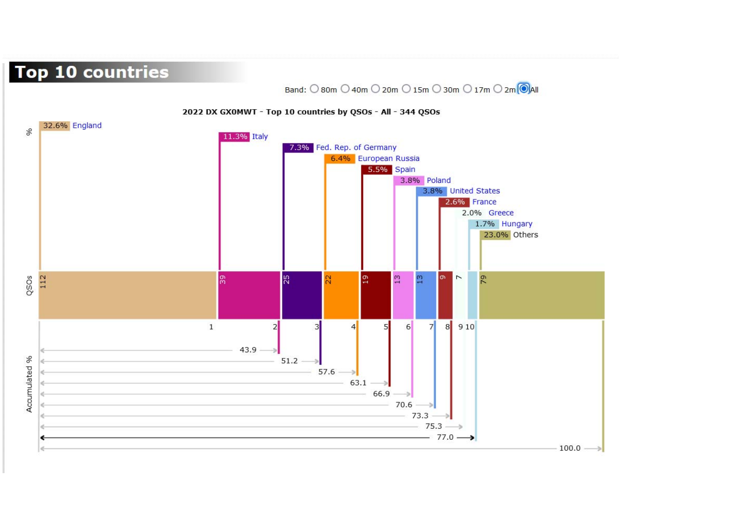## Top 10 countries

Band: ○ 80m ○ 40m ○ 20m ○ 15m ○ 30m ○ 17m ○ 2m ◉ All

**2022 DX GX0MWT - Top 10 countries by QSOs - All - 344 QSOs**

| # | Country | % | QSOs | Accumulated % |
|---|---|---|---|---|
| 1 | England | 32.6% | 112 | |
| 2 | Italy | 11.3% | 39 | 43.9 |
| 3 | Fed. Rep. of Germany | 7.3% | 25 | 51.2 |
| 4 | European Russia | 6.4% | 22 | 57.6 |
| 5 | Spain | 5.5% | 19 | 63.1 |
| 6 | Poland | 3.8% | 13 | 66.9 |
| 7 | United States | 3.8% | 13 | 70.6 |
| 8 | France | 2.6% | 9 | 73.3 |
| 9 | Greece | 2.0% | 7 | 75.3 |
| 10 | Hungary | 1.7% | | 77.0 |
| | Others | 23.0% | 79 | 100.0 |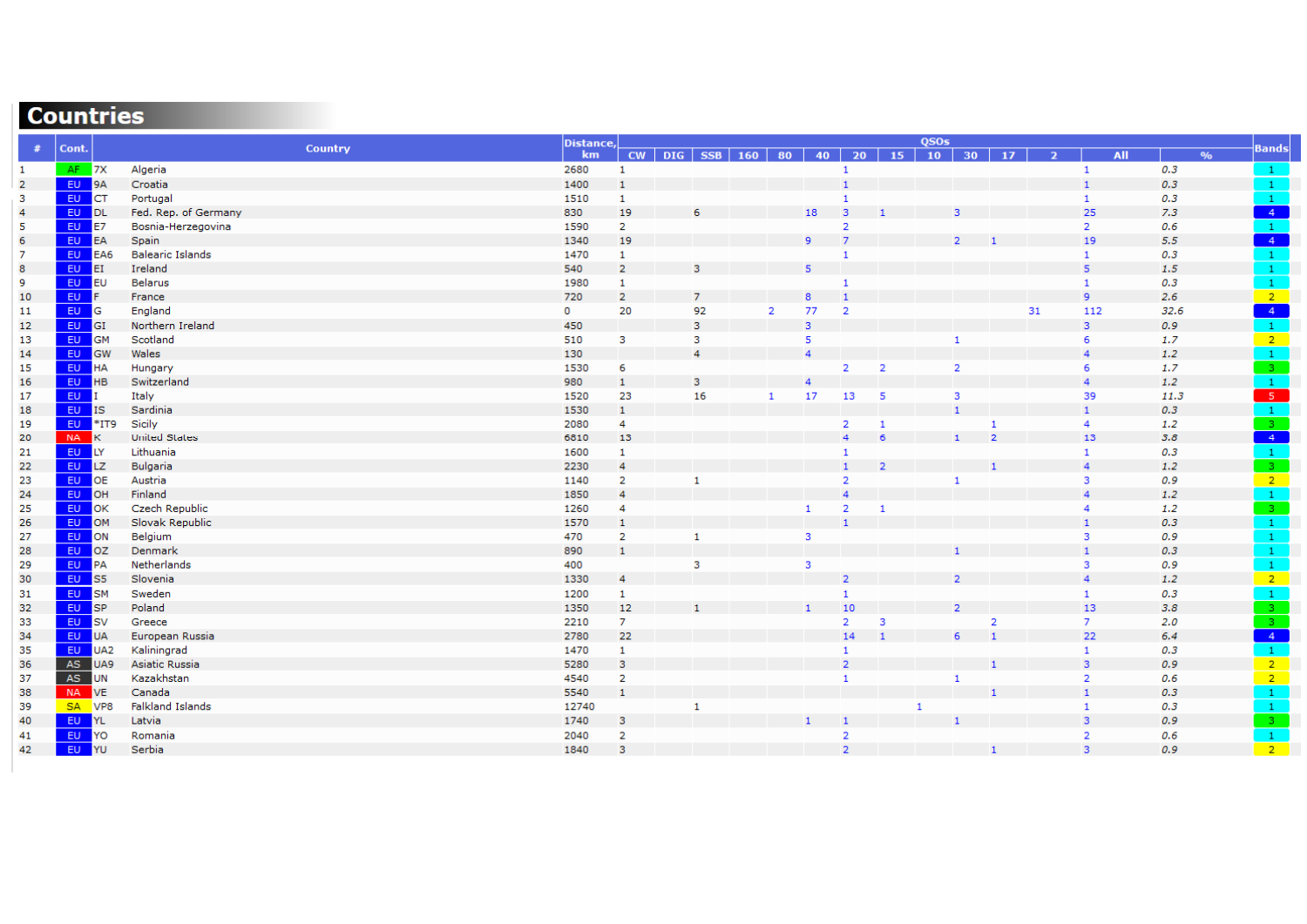# Countries

| # | Cont. | | Country | Distance, km | QSOs | | | | | | | | | | | | | | Bands |
|---|---|---|---|---|---|---|---|---|---|---|---|---|---|---|---|---|---|---|---|
| | | | | | CW | DIG | SSB | 160 | 80 | 40 | 20 | 15 | 10 | 30 | 17 | 2 | All | % | |
| 1 | AF | 7X | Algeria | 2680 | 1 | | | | | | 1 | | | | | | 1 | 0.3 | 1 |
| 2 | EU | 9A | Croatia | 1400 | 1 | | | | | | 1 | | | | | | 1 | 0.3 | 1 |
| 3 | EU | CT | Portugal | 1510 | 1 | | | | | | 1 | | | | | | 1 | 0.3 | 1 |
| 4 | EU | DL | Fed. Rep. of Germany | 830 | 19 | | 6 | | | 18 | 3 | 1 | | 3 | | | 25 | 7.3 | 4 |
| 5 | EU | E7 | Bosnia-Herzegovina | 1590 | 2 | | | | | | 2 | | | | | | 2 | 0.6 | 1 |
| 6 | EU | EA | Spain | 1340 | 19 | | | | | 9 | 7 | | | 2 | 1 | | 19 | 5.5 | 4 |
| 7 | EU | EA6 | Balearic Islands | 1470 | 1 | | | | | | 1 | | | | | | 1 | 0.3 | 1 |
| 8 | EU | EI | Ireland | 540 | 2 | | 3 | | | 5 | | | | | | | 5 | 1.5 | 1 |
| 9 | EU | EU | Belarus | 1980 | 1 | | | | | | 1 | | | | | | 1 | 0.3 | 1 |
| 10 | EU | F | France | 720 | 2 | | 7 | | | 8 | 1 | | | | | | 9 | 2.6 | 2 |
| 11 | EU | G | England | 0 | 20 | | 92 | | 2 | 77 | 2 | | | | | 31 | 112 | 32.6 | 4 |
| 12 | EU | GI | Northern Ireland | 450 | | | 3 | | | 3 | | | | | | | 3 | 0.9 | 1 |
| 13 | EU | GM | Scotland | 510 | 3 | | 3 | | | 5 | | | | 1 | | | 6 | 1.7 | 2 |
| 14 | EU | GW | Wales | 130 | | | 4 | | | 4 | | | | | | | 4 | 1.2 | 1 |
| 15 | EU | HA | Hungary | 1530 | 6 | | | | | | 2 | 2 | | 2 | | | 6 | 1.7 | 3 |
| 16 | EU | HB | Switzerland | 980 | 1 | | 3 | | | 4 | | | | | | | 4 | 1.2 | 1 |
| 17 | EU | I | Italy | 1520 | 23 | | 16 | | 1 | 17 | 13 | 5 | | 3 | | | 39 | 11.3 | 5 |
| 18 | EU | IS | Sardinia | 1530 | 1 | | | | | | | | | 1 | | | 1 | 0.3 | 1 |
| 19 | EU | *IT9 | Sicily | 2080 | 4 | | | | | | 2 | 1 | | | 1 | | 4 | 1.2 | 3 |
| 20 | NA | K | United States | 6810 | 13 | | | | | | 4 | 6 | | 1 | 2 | | 13 | 3.8 | 4 |
| 21 | EU | LY | Lithuania | 1600 | 1 | | | | | | 1 | | | | | | 1 | 0.3 | 1 |
| 22 | EU | LZ | Bulgaria | 2230 | 4 | | | | | | 1 | 2 | | | 1 | | 4 | 1.2 | 3 |
| 23 | EU | OE | Austria | 1140 | 2 | | 1 | | | | 2 | | | 1 | | | 3 | 0.9 | 2 |
| 24 | EU | OH | Finland | 1850 | 4 | | | | | | 4 | | | | | | 4 | 1.2 | 1 |
| 25 | EU | OK | Czech Republic | 1260 | 4 | | | | | 1 | 2 | 1 | | | | | 4 | 1.2 | 3 |
| 26 | EU | OM | Slovak Republic | 1570 | 1 | | | | | | 1 | | | | | | 1 | 0.3 | 1 |
| 27 | EU | ON | Belgium | 470 | 2 | | 1 | | | 3 | | | | | | | 3 | 0.9 | 1 |
| 28 | EU | OZ | Denmark | 890 | 1 | | | | | | | | | 1 | | | 1 | 0.3 | 1 |
| 29 | EU | PA | Netherlands | 400 | | | 3 | | | 3 | | | | | | | 3 | 0.9 | 1 |
| 30 | EU | S5 | Slovenia | 1330 | 4 | | | | | | 2 | | | 2 | | | 4 | 1.2 | 2 |
| 31 | EU | SM | Sweden | 1200 | 1 | | | | | | 1 | | | | | | 1 | 0.3 | 1 |
| 32 | EU | SP | Poland | 1350 | 12 | | 1 | | | 1 | 10 | | | 2 | | | 13 | 3.8 | 3 |
| 33 | EU | SV | Greece | 2210 | 7 | | | | | | 2 | 3 | | | 2 | | 7 | 2.0 | 3 |
| 34 | EU | UA | European Russia | 2780 | 22 | | | | | | 14 | 1 | | 6 | 1 | | 22 | 6.4 | 4 |
| 35 | EU | UA2 | Kaliningrad | 1470 | 1 | | | | | | 1 | | | | | | 1 | 0.3 | 1 |
| 36 | AS | UA9 | Asiatic Russia | 5280 | 3 | | | | | | 2 | | | | 1 | | 3 | 0.9 | 2 |
| 37 | AS | UN | Kazakhstan | 4540 | 2 | | | | | | 1 | | | 1 | | | 2 | 0.6 | 2 |
| 38 | NA | VE | Canada | 5540 | 1 | | | | | | | | | | 1 | | 1 | 0.3 | 1 |
| 39 | SA | VP8 | Falkland Islands | 12740 | | | 1 | | | | | | 1 | | | | 1 | 0.3 | 1 |
| 40 | EU | YL | Latvia | 1740 | 3 | | | | | 1 | 1 | | | 1 | | | 3 | 0.9 | 3 |
| 41 | EU | YO | Romania | 2040 | 2 | | | | | | 2 | | | | | | 2 | 0.6 | 1 |
| 42 | EU | YU | Serbia | 1840 | 3 | | | | | | 2 | | | | 1 | | 3 | 0.9 | 2 |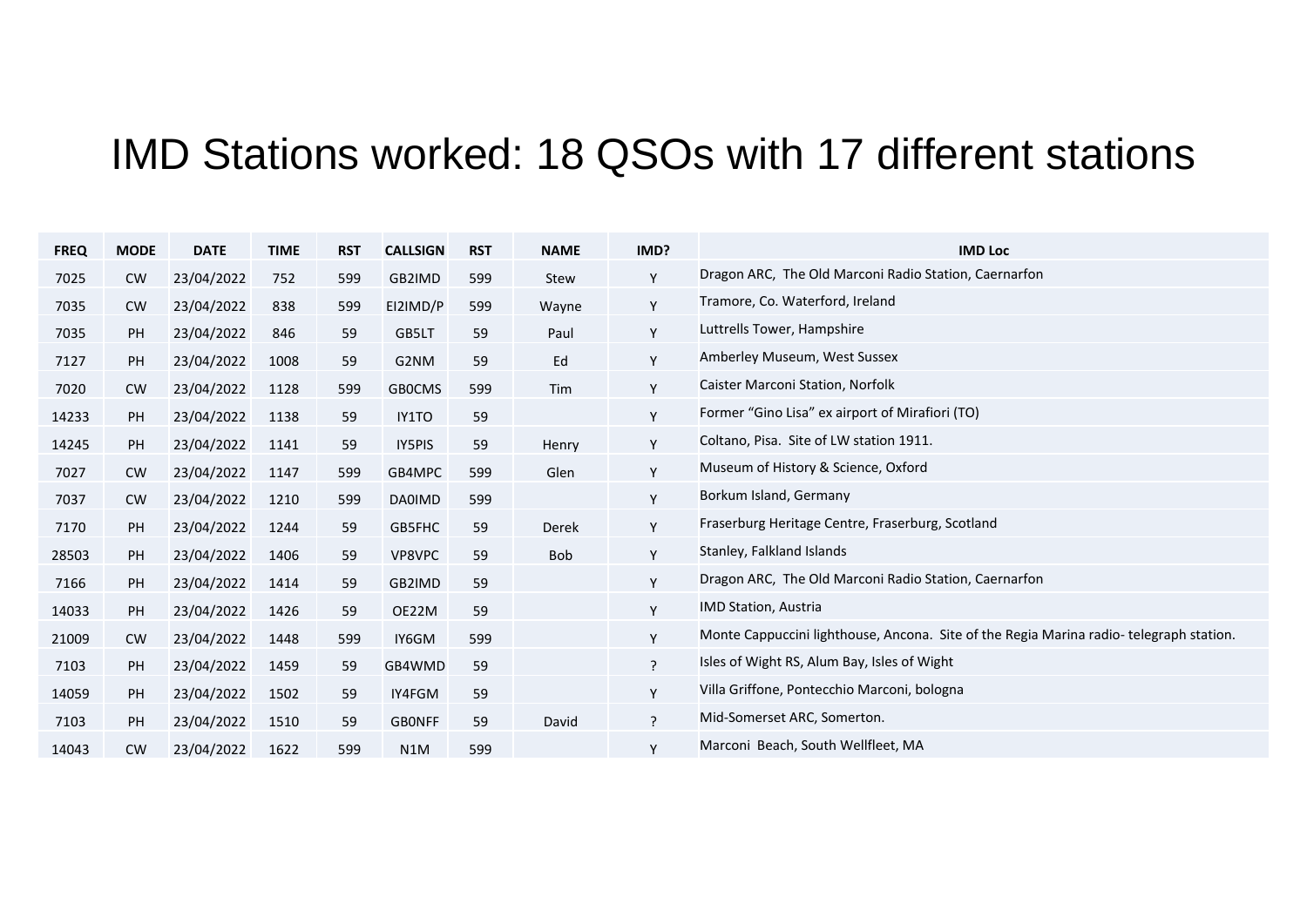# IMD Stations worked: 18 QSOs with 17 different stations

| FREQ | MODE | DATE | TIME | RST | CALLSIGN | RST | NAME | IMD? | IMD Loc |
|---|---|---|---|---|---|---|---|---|---|
| 7025 | CW | 23/04/2022 | 752 | 599 | GB2IMD | 599 | Stew | Y | Dragon ARC,  The Old Marconi Radio Station, Caernarfon |
| 7035 | CW | 23/04/2022 | 838 | 599 | EI2IMD/P | 599 | Wayne | Y | Tramore, Co. Waterford, Ireland |
| 7035 | PH | 23/04/2022 | 846 | 59 | GB5LT | 59 | Paul | Y | Luttrells Tower, Hampshire |
| 7127 | PH | 23/04/2022 | 1008 | 59 | G2NM | 59 | Ed | Y | Amberley Museum, West Sussex |
| 7020 | CW | 23/04/2022 | 1128 | 599 | GB0CMS | 599 | Tim | Y | Caister Marconi Station, Norfolk |
| 14233 | PH | 23/04/2022 | 1138 | 59 | IY1TO | 59 | | Y | Former "Gino Lisa" ex airport of Mirafiori (TO) |
| 14245 | PH | 23/04/2022 | 1141 | 59 | IY5PIS | 59 | Henry | Y | Coltano, Pisa.  Site of LW station 1911. |
| 7027 | CW | 23/04/2022 | 1147 | 599 | GB4MPC | 599 | Glen | Y | Museum of History & Science, Oxford |
| 7037 | CW | 23/04/2022 | 1210 | 599 | DA0IMD | 599 | | Y | Borkum Island, Germany |
| 7170 | PH | 23/04/2022 | 1244 | 59 | GB5FHC | 59 | Derek | Y | Fraserburg Heritage Centre, Fraserburg, Scotland |
| 28503 | PH | 23/04/2022 | 1406 | 59 | VP8VPC | 59 | Bob | Y | Stanley, Falkland Islands |
| 7166 | PH | 23/04/2022 | 1414 | 59 | GB2IMD | 59 | | Y | Dragon ARC,  The Old Marconi Radio Station, Caernarfon |
| 14033 | PH | 23/04/2022 | 1426 | 59 | OE22M | 59 | | Y | IMD Station, Austria |
| 21009 | CW | 23/04/2022 | 1448 | 599 | IY6GM | 599 | | Y | Monte Cappuccini lighthouse, Ancona.  Site of the Regia Marina radio- telegraph station. |
| 7103 | PH | 23/04/2022 | 1459 | 59 | GB4WMD | 59 | | ? | Isles of Wight RS, Alum Bay, Isles of Wight |
| 14059 | PH | 23/04/2022 | 1502 | 59 | IY4FGM | 59 | | Y | Villa Griffone, Pontecchio Marconi, bologna |
| 7103 | PH | 23/04/2022 | 1510 | 59 | GB0NFF | 59 | David | ? | Mid-Somerset ARC, Somerton. |
| 14043 | CW | 23/04/2022 | 1622 | 599 | N1M | 599 | | Y | Marconi  Beach, South Wellfleet, MA |